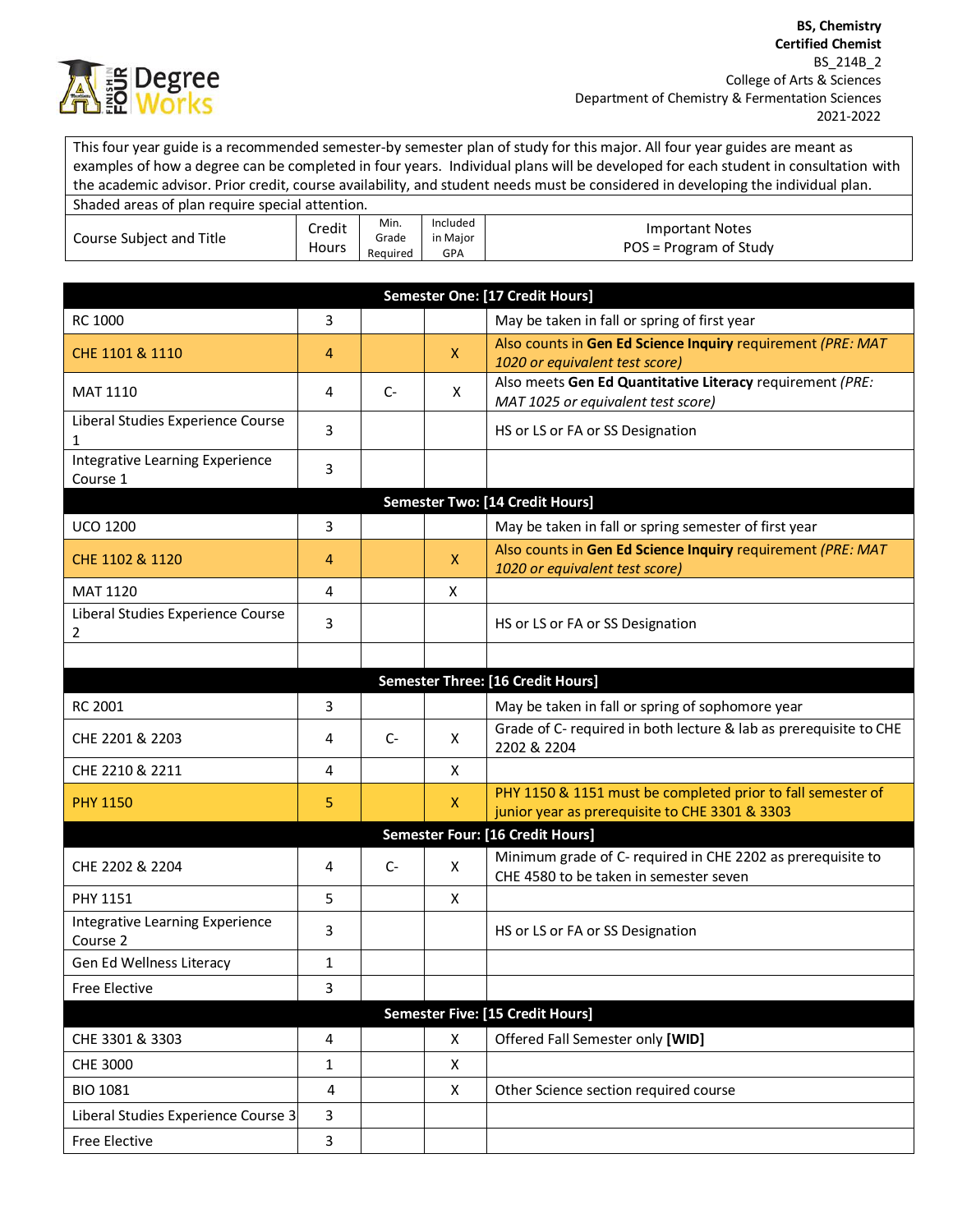**BS, Chemistry**
**Certified Chemist**
BS_214B_2
College of Arts & Sciences
Department of Chemistry & Fermentation Sciences
2021-2022

This four year guide is a recommended semester-by semester plan of study for this major. All four year guides are meant as examples of how a degree can be completed in four years. Individual plans will be developed for each student in consultation with the academic advisor. Prior credit, course availability, and student needs must be considered in developing the individual plan.

Shaded areas of plan require special attention.

| Course Subject and Title | Credit Hours | Min. Grade Required | Included in Major GPA | Important Notes POS = Program of Study |
|---|---|---|---|---|
| **Semester One: [17 Credit Hours]** | | | | |
| RC 1000 | 3 | | | May be taken in fall or spring of first year |
| CHE 1101 & 1110 | 4 | | X | Also counts in **Gen Ed Science Inquiry** requirement *(PRE: MAT 1020 or equivalent test score)* |
| MAT 1110 | 4 | C- | X | Also meets **Gen Ed Quantitative Literacy** requirement *(PRE: MAT 1025 or equivalent test score)* |
| Liberal Studies Experience Course 1 | 3 | | | HS or LS or FA or SS Designation |
| Integrative Learning Experience Course 1 | 3 | | | |
| **Semester Two: [14 Credit Hours]** | | | | |
| UCO 1200 | 3 | | | May be taken in fall or spring semester of first year |
| CHE 1102 & 1120 | 4 | | X | Also counts in **Gen Ed Science Inquiry** requirement *(PRE: MAT 1020 or equivalent test score)* |
| MAT 1120 | 4 | | X | |
| Liberal Studies Experience Course 2 | 3 | | | HS or LS or FA or SS Designation |
| | | | | |
| **Semester Three: [16 Credit Hours]** | | | | |
| RC 2001 | 3 | | | May be taken in fall or spring of sophomore year |
| CHE 2201 & 2203 | 4 | C- | X | Grade of C- required in both lecture & lab as prerequisite to CHE 2202 & 2204 |
| CHE 2210 & 2211 | 4 | | X | |
| PHY 1150 | 5 | | X | PHY 1150 & 1151 must be completed prior to fall semester of junior year as prerequisite to CHE 3301 & 3303 |
| **Semester Four: [16 Credit Hours]** | | | | |
| CHE 2202 & 2204 | 4 | C- | X | Minimum grade of C- required in CHE 2202 as prerequisite to CHE 4580 to be taken in semester seven |
| PHY 1151 | 5 | | X | |
| Integrative Learning Experience Course 2 | 3 | | | HS or LS or FA or SS Designation |
| Gen Ed Wellness Literacy | 1 | | | |
| Free Elective | 3 | | | |
| **Semester Five: [15 Credit Hours]** | | | | |
| CHE 3301 & 3303 | 4 | | X | Offered Fall Semester only **[WID]** |
| CHE 3000 | 1 | | X | |
| BIO 1081 | 4 | | X | Other Science section required course |
| Liberal Studies Experience Course 3 | 3 | | | |
| Free Elective | 3 | | | |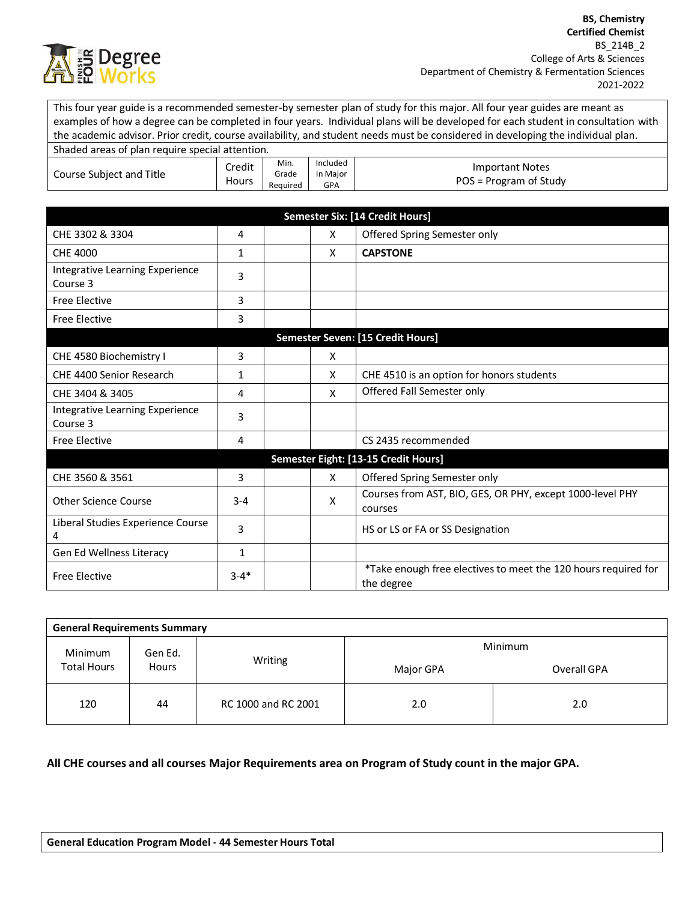**BS, Chemistry**
**Certified Chemist**
BS_214B_2
College of Arts & Sciences
Department of Chemistry & Fermentation Sciences
2021-2022

This four year guide is a recommended semester-by semester plan of study for this major. All four year guides are meant as examples of how a degree can be completed in four years. Individual plans will be developed for each student in consultation with the academic advisor. Prior credit, course availability, and student needs must be considered in developing the individual plan.

Shaded areas of plan require special attention.

| Course Subject and Title | Credit Hours | Min. Grade Required | Included in Major GPA | Important Notes POS = Program of Study |
|---|---|---|---|---|
| **Semester Six: [14 Credit Hours]** | | | | |
| CHE 3302 & 3304 | 4 | | X | Offered Spring Semester only |
| CHE 4000 | 1 | | X | **CAPSTONE** |
| Integrative Learning Experience Course 3 | 3 | | | |
| Free Elective | 3 | | | |
| Free Elective | 3 | | | |
| **Semester Seven: [15 Credit Hours]** | | | | |
| CHE 4580 Biochemistry I | 3 | | X | |
| CHE 4400 Senior Research | 1 | | X | CHE 4510 is an option for honors students |
| CHE 3404 & 3405 | 4 | | X | Offered Fall Semester only |
| Integrative Learning Experience Course 3 | 3 | | | |
| Free Elective | 4 | | | CS 2435 recommended |
| **Semester Eight: [13-15 Credit Hours]** | | | | |
| CHE 3560 & 3561 | 3 | | X | Offered Spring Semester only |
| Other Science Course | 3-4 | | X | Courses from AST, BIO, GES, OR PHY, except 1000-level PHY courses |
| Liberal Studies Experience Course 4 | 3 | | | HS or LS or FA or SS Designation |
| Gen Ed Wellness Literacy | 1 | | | |
| Free Elective | 3-4* | | | *Take enough free electives to meet the 120 hours required for the degree |

| **General Requirements Summary** | | | | |
|---|---|---|---|---|
| Minimum Total Hours | Gen Ed. Hours | Writing | Minimum Major GPA | Minimum Overall GPA |
| 120 | 44 | RC 1000 and RC 2001 | 2.0 | 2.0 |

**All CHE courses and all courses Major Requirements area on Program of Study count in the major GPA.**

**General Education Program Model - 44 Semester Hours Total**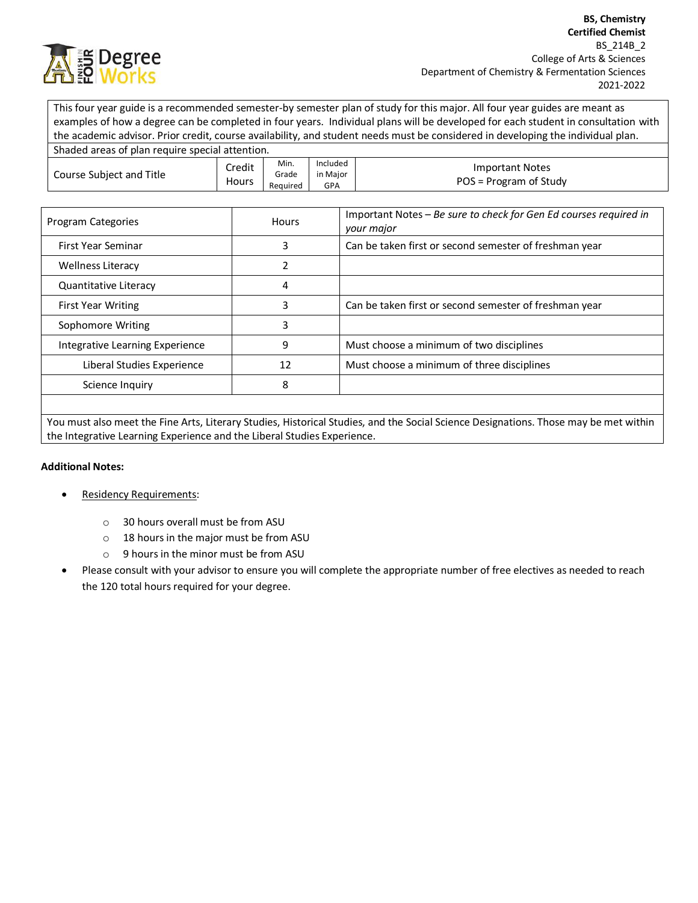**BS, Chemistry**
**Certified Chemist**
BS_214B_2
College of Arts & Sciences
Department of Chemistry & Fermentation Sciences
2021-2022

| This four year guide is a recommended semester-by semester plan of study for this major. All four year guides are meant as examples of how a degree can be completed in four years. Individual plans will be developed for each student in consultation with the academic advisor. Prior credit, course availability, and student needs must be considered in developing the individual plan. | | | | |
|---|---|---|---|---|
| Shaded areas of plan require special attention. | | | | |
| Course Subject and Title | Credit Hours | Min. Grade Required | Included in Major GPA | Important Notes<br>POS = Program of Study |

| Program Categories | Hours | Important Notes – *Be sure to check for Gen Ed courses required in your major* |
|---|---|---|
| First Year Seminar | 3 | Can be taken first or second semester of freshman year |
| Wellness Literacy | 2 | |
| Quantitative Literacy | 4 | |
| First Year Writing | 3 | Can be taken first or second semester of freshman year |
| Sophomore Writing | 3 | |
| Integrative Learning Experience | 9 | Must choose a minimum of two disciplines |
| Liberal Studies Experience | 12 | Must choose a minimum of three disciplines |
| Science Inquiry | 8 | |
| | | |
| You must also meet the Fine Arts, Literary Studies, Historical Studies, and the Social Science Designations. Those may be met within the Integrative Learning Experience and the Liberal Studies Experience. | | |

**Additional Notes:**

- Residency Requirements:
  - 30 hours overall must be from ASU
  - 18 hours in the major must be from ASU
  - 9 hours in the minor must be from ASU
- Please consult with your advisor to ensure you will complete the appropriate number of free electives as needed to reach the 120 total hours required for your degree.